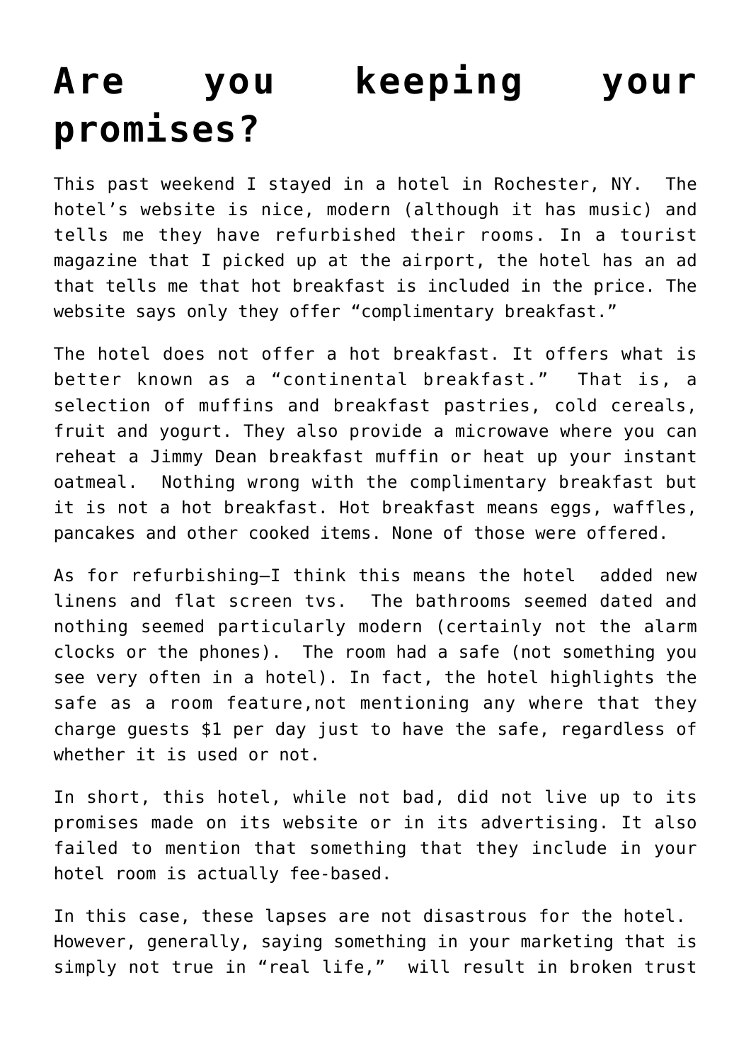# Are you keeping your promises?

This past weekend I stayed in a hotel in Rochester, NY. The hotel's website is nice, modern (although it has music) and tells me they have refurbished their rooms. In a tourist magazine that I picked up at the airport, the hotel has an ad that tells me that hot breakfast is included in the price. The website says only they offer "complimentary breakfast."

The hotel does not offer a hot breakfast. It offers what is better known as a "continental breakfast." That is, a selection of muffins and breakfast pastries, cold cereals, fruit and yogurt. They also provide a microwave where you can reheat a Jimmy Dean breakfast muffin or heat up your instant oatmeal. Nothing wrong with the complimentary breakfast but it is not a hot breakfast. Hot breakfast means eggs, waffles, pancakes and other cooked items. None of those were offered.

As for refurbishing—I think this means the hotel added new linens and flat screen tvs. The bathrooms seemed dated and nothing seemed particularly modern (certainly not the alarm clocks or the phones). The room had a safe (not something you see very often in a hotel). In fact, the hotel highlights the safe as a room feature,not mentioning any where that they charge guests $1 per day just to have the safe, regardless of whether it is used or not.

In short, this hotel, while not bad, did not live up to its promises made on its website or in its advertising. It also failed to mention that something that they include in your hotel room is actually fee-based.

In this case, these lapses are not disastrous for the hotel. However, generally, saying something in your marketing that is simply not true in "real life," will result in broken trust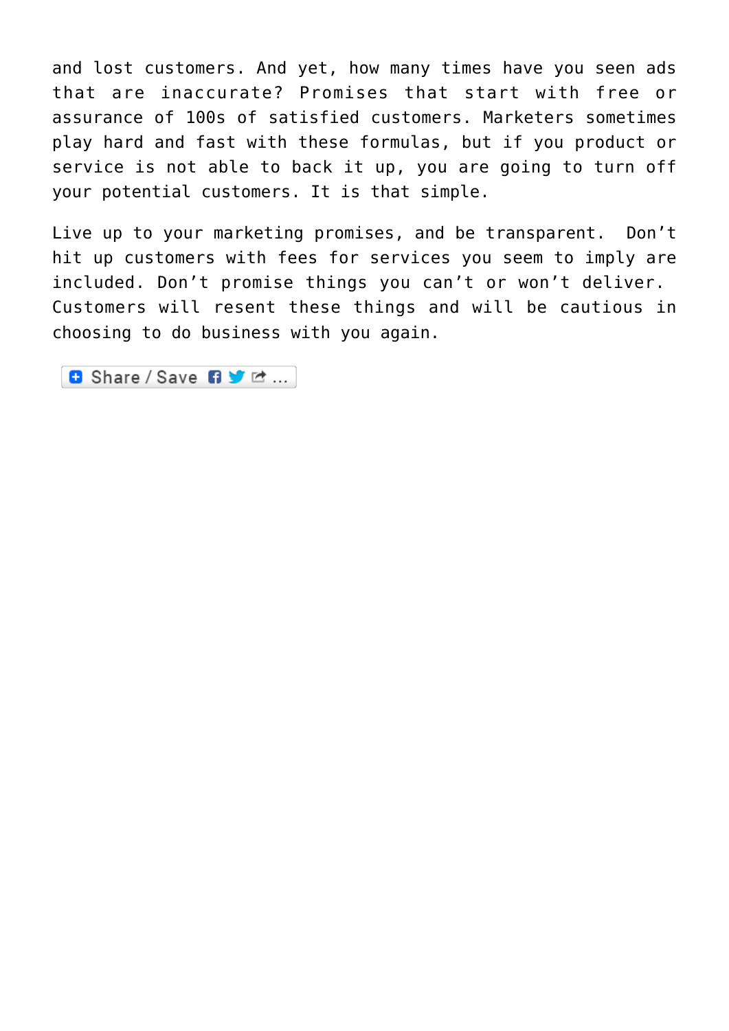and lost customers. And yet, how many times have you seen ads that are inaccurate? Promises that start with free or assurance of 100s of satisfied customers. Marketers sometimes play hard and fast with these formulas, but if you product or service is not able to back it up, you are going to turn off your potential customers. It is that simple.

Live up to your marketing promises, and be transparent. Don't hit up customers with fees for services you seem to imply are included. Don't promise things you can't or won't deliver. Customers will resent these things and will be cautious in choosing to do business with you again.

Share / Save